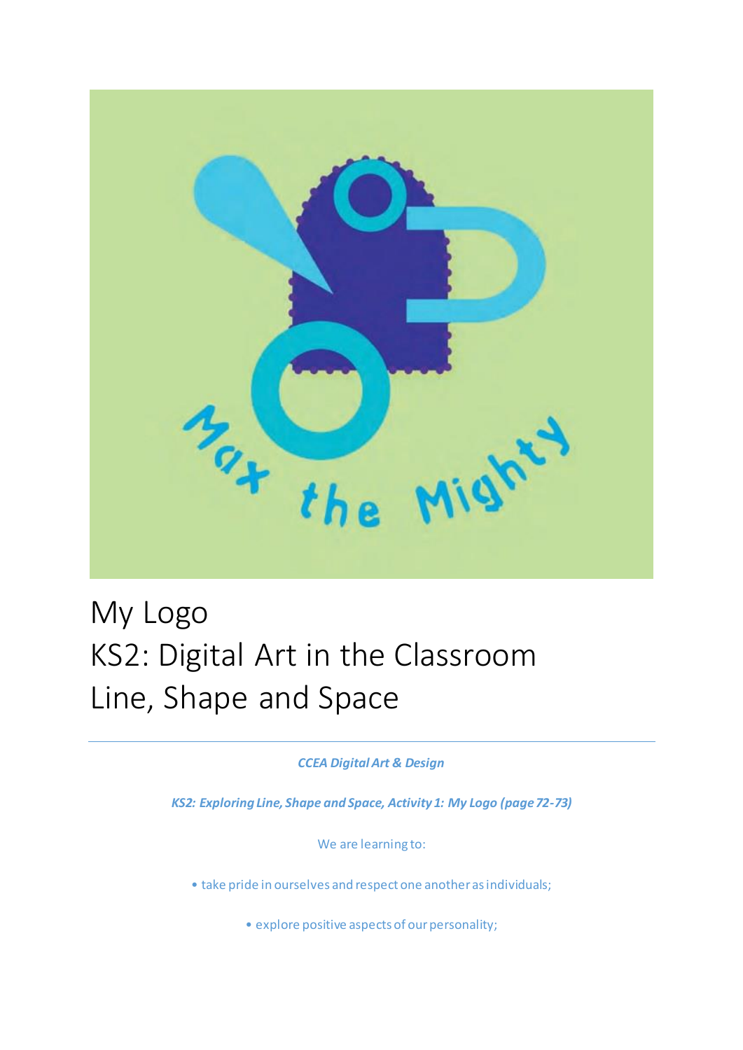# My Logo
# KS2: Digital Art in the Classroom
# Line, Shape and Space

***CCEA Digital Art & Design***

***KS2: Exploring Line, Shape and Space, Activity 1: My Logo (page 72-73)***

We are learning to:

- take pride in ourselves and respect one another as individuals;
- explore positive aspects of our personality;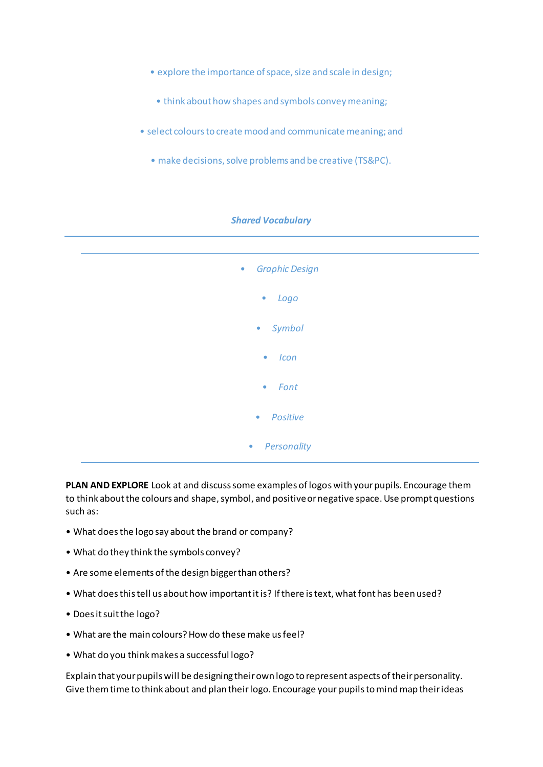- explore the importance of space, size and scale in design;
- think about how shapes and symbols convey meaning;
- select colours to create mood and communicate meaning; and
- make decisions, solve problems and be creative (TS&PC).

### *Shared Vocabulary*

- *Graphic Design*
- *Logo*
- *Symbol*
- *Icon*
- *Font*
- *Positive*
- *Personality*

**PLAN AND EXPLORE** Look at and discuss some examples of logos with your pupils. Encourage them to think about the colours and shape, symbol, and positive or negative space. Use prompt questions such as:

- What does the logo say about the brand or company?
- What do they think the symbols convey?
- Are some elements of the design bigger than others?
- What does this tell us about how important it is? If there is text, what font has been used?
- Does it suit the logo?
- What are the main colours? How do these make us feel?
- What do you think makes a successful logo?

Explain that your pupils will be designing their own logo to represent aspects of their personality. Give them time to think about and plan their logo. Encourage your pupils to mind map their ideas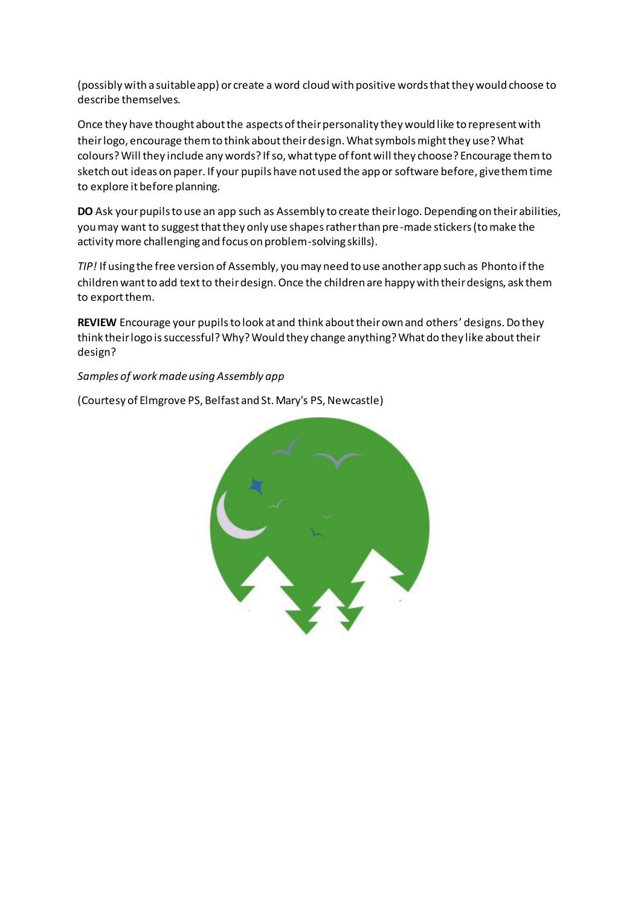(possibly with a suitable app) or create a word cloud with positive words that they would choose to describe themselves.

Once they have thought about the aspects of their personality they would like to represent with their logo, encourage them to think about their design. What symbols might they use? What colours? Will they include any words? If so, what type of font will they choose? Encourage them to sketch out ideas on paper. If your pupils have not used the app or software before, give them time to explore it before planning.

**DO** Ask your pupils to use an app such as Assembly to create their logo. Depending on their abilities, you may want to suggest that they only use shapes rather than pre-made stickers (to make the activity more challenging and focus on problem-solving skills).

*TIP!* If using the free version of Assembly, you may need to use another app such as Phonto if the children want to add text to their design. Once the children are happy with their designs, ask them to export them.

**REVIEW** Encourage your pupils to look at and think about their own and others' designs. Do they think their logo is successful? Why? Would they change anything? What do they like about their design?

*Samples of work made using Assembly app*

(Courtesy of Elmgrove PS, Belfast and St. Mary's PS, Newcastle)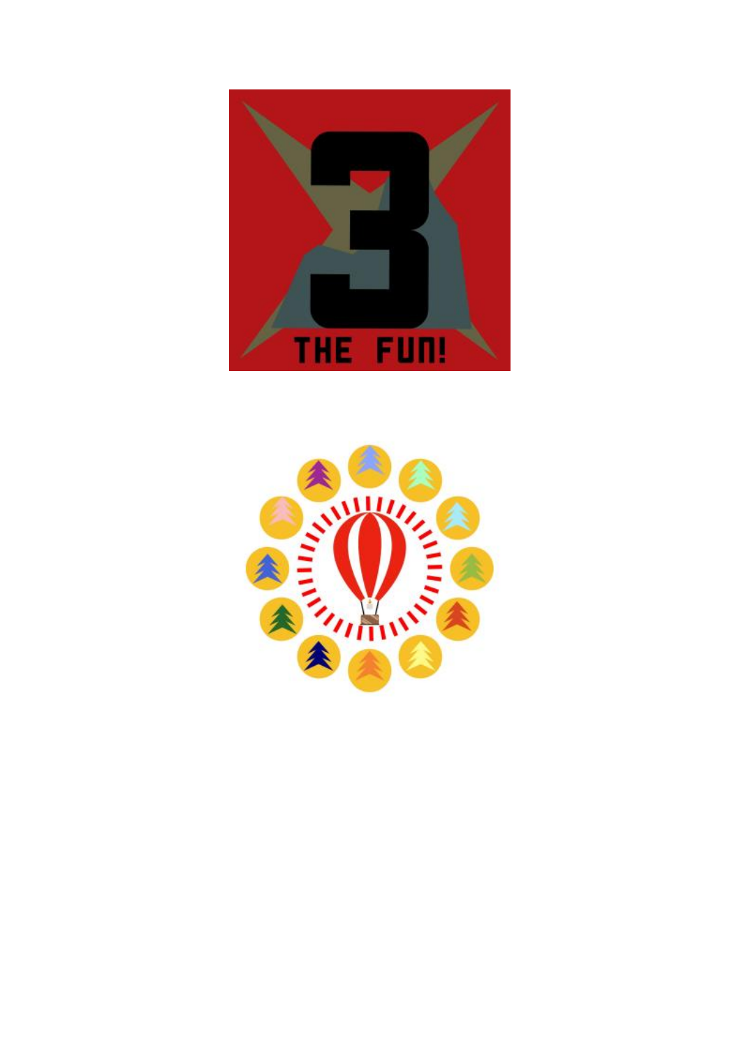3

THE FUN!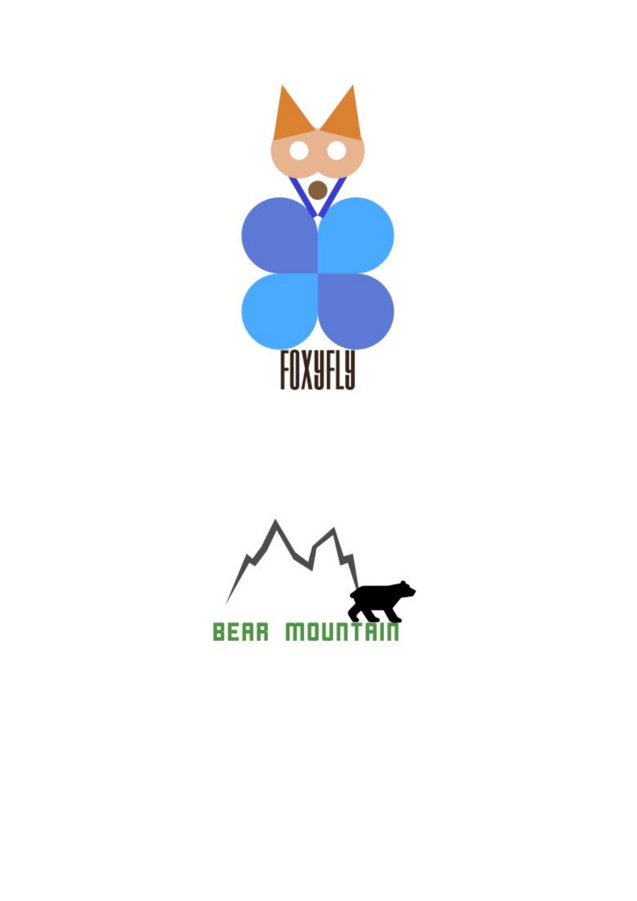FOXYFLY

BEAR MOUNTAIN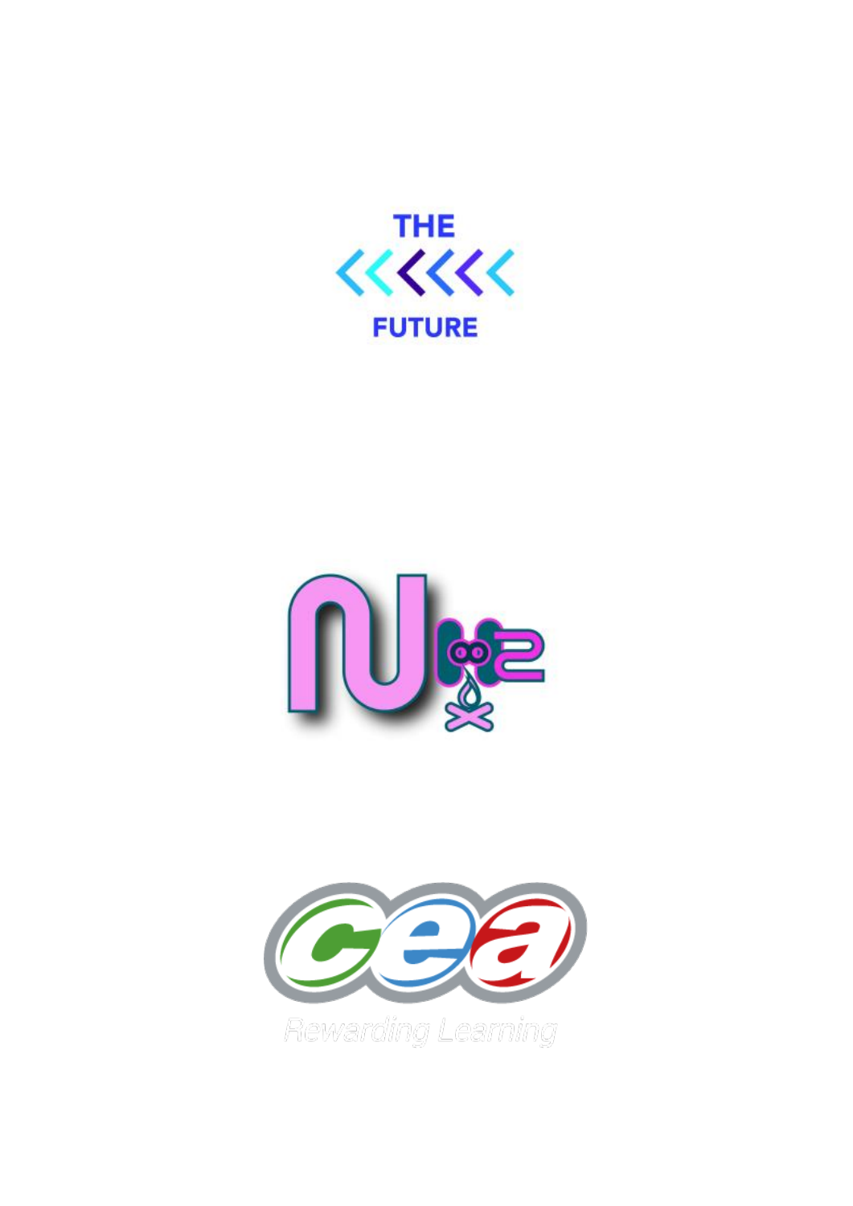THE

FUTURE

Rewarding Learning